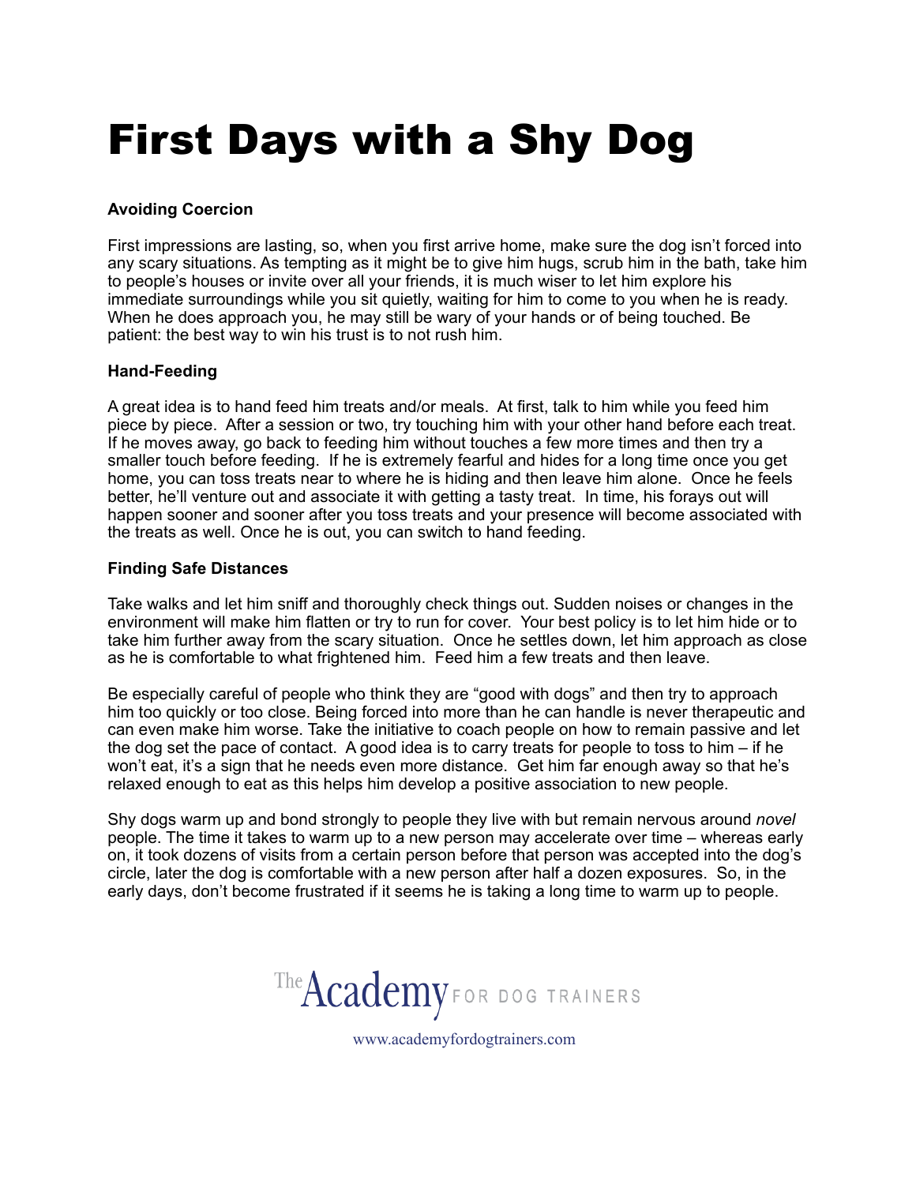# First Days with a Shy Dog

**Avoiding Coercion**

First impressions are lasting, so, when you first arrive home, make sure the dog isn't forced into any scary situations. As tempting as it might be to give him hugs, scrub him in the bath, take him to people's houses or invite over all your friends, it is much wiser to let him explore his immediate surroundings while you sit quietly, waiting for him to come to you when he is ready. When he does approach you, he may still be wary of your hands or of being touched. Be patient: the best way to win his trust is to not rush him.

**Hand-Feeding**

A great idea is to hand feed him treats and/or meals. At first, talk to him while you feed him piece by piece. After a session or two, try touching him with your other hand before each treat. If he moves away, go back to feeding him without touches a few more times and then try a smaller touch before feeding. If he is extremely fearful and hides for a long time once you get home, you can toss treats near to where he is hiding and then leave him alone. Once he feels better, he'll venture out and associate it with getting a tasty treat. In time, his forays out will happen sooner and sooner after you toss treats and your presence will become associated with the treats as well. Once he is out, you can switch to hand feeding.

**Finding Safe Distances**

Take walks and let him sniff and thoroughly check things out. Sudden noises or changes in the environment will make him flatten or try to run for cover. Your best policy is to let him hide or to take him further away from the scary situation. Once he settles down, let him approach as close as he is comfortable to what frightened him. Feed him a few treats and then leave.

Be especially careful of people who think they are "good with dogs" and then try to approach him too quickly or too close. Being forced into more than he can handle is never therapeutic and can even make him worse. Take the initiative to coach people on how to remain passive and let the dog set the pace of contact. A good idea is to carry treats for people to toss to him – if he won't eat, it's a sign that he needs even more distance. Get him far enough away so that he's relaxed enough to eat as this helps him develop a positive association to new people.

Shy dogs warm up and bond strongly to people they live with but remain nervous around *novel* people. The time it takes to warm up to a new person may accelerate over time – whereas early on, it took dozens of visits from a certain person before that person was accepted into the dog's circle, later the dog is comfortable with a new person after half a dozen exposures. So, in the early days, don't become frustrated if it seems he is taking a long time to warm up to people.

The Academy FOR DOG TRAINERS

www.academyfordogtrainers.com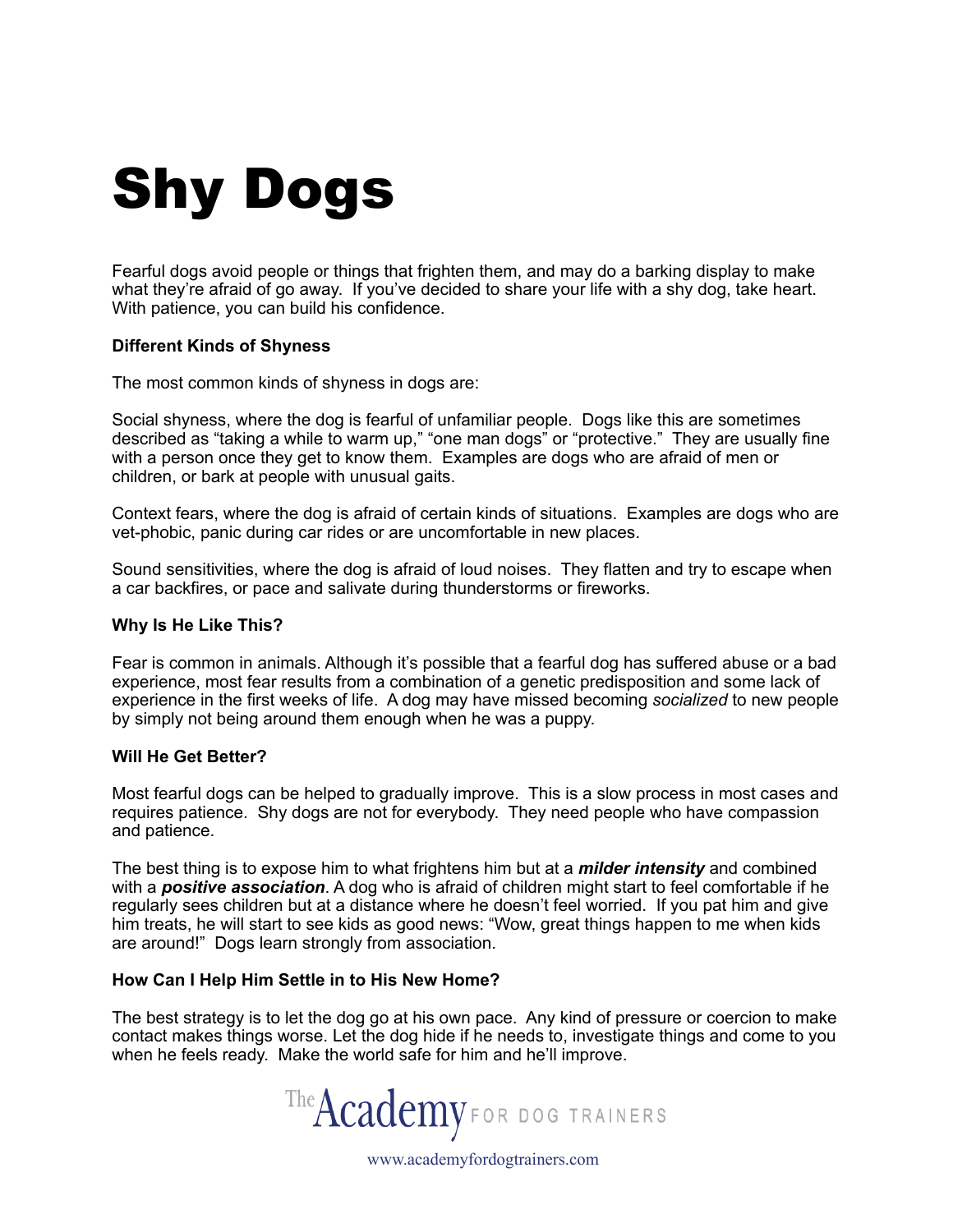# Shy Dogs

Fearful dogs avoid people or things that frighten them, and may do a barking display to make what they're afraid of go away. If you've decided to share your life with a shy dog, take heart. With patience, you can build his confidence.

**Different Kinds of Shyness**

The most common kinds of shyness in dogs are:

Social shyness, where the dog is fearful of unfamiliar people. Dogs like this are sometimes described as "taking a while to warm up," "one man dogs" or "protective." They are usually fine with a person once they get to know them. Examples are dogs who are afraid of men or children, or bark at people with unusual gaits.

Context fears, where the dog is afraid of certain kinds of situations. Examples are dogs who are vet-phobic, panic during car rides or are uncomfortable in new places.

Sound sensitivities, where the dog is afraid of loud noises. They flatten and try to escape when a car backfires, or pace and salivate during thunderstorms or fireworks.

**Why Is He Like This?**

Fear is common in animals. Although it's possible that a fearful dog has suffered abuse or a bad experience, most fear results from a combination of a genetic predisposition and some lack of experience in the first weeks of life. A dog may have missed becoming *socialized* to new people by simply not being around them enough when he was a puppy.

**Will He Get Better?**

Most fearful dogs can be helped to gradually improve. This is a slow process in most cases and requires patience. Shy dogs are not for everybody. They need people who have compassion and patience.

The best thing is to expose him to what frightens him but at a ***milder intensity*** and combined with a ***positive association***. A dog who is afraid of children might start to feel comfortable if he regularly sees children but at a distance where he doesn't feel worried. If you pat him and give him treats, he will start to see kids as good news: "Wow, great things happen to me when kids are around!" Dogs learn strongly from association.

**How Can I Help Him Settle in to His New Home?**

The best strategy is to let the dog go at his own pace. Any kind of pressure or coercion to make contact makes things worse. Let the dog hide if he needs to, investigate things and come to you when he feels ready. Make the world safe for him and he'll improve.

The Academy FOR DOG TRAINERS

www.academyfordogtrainers.com